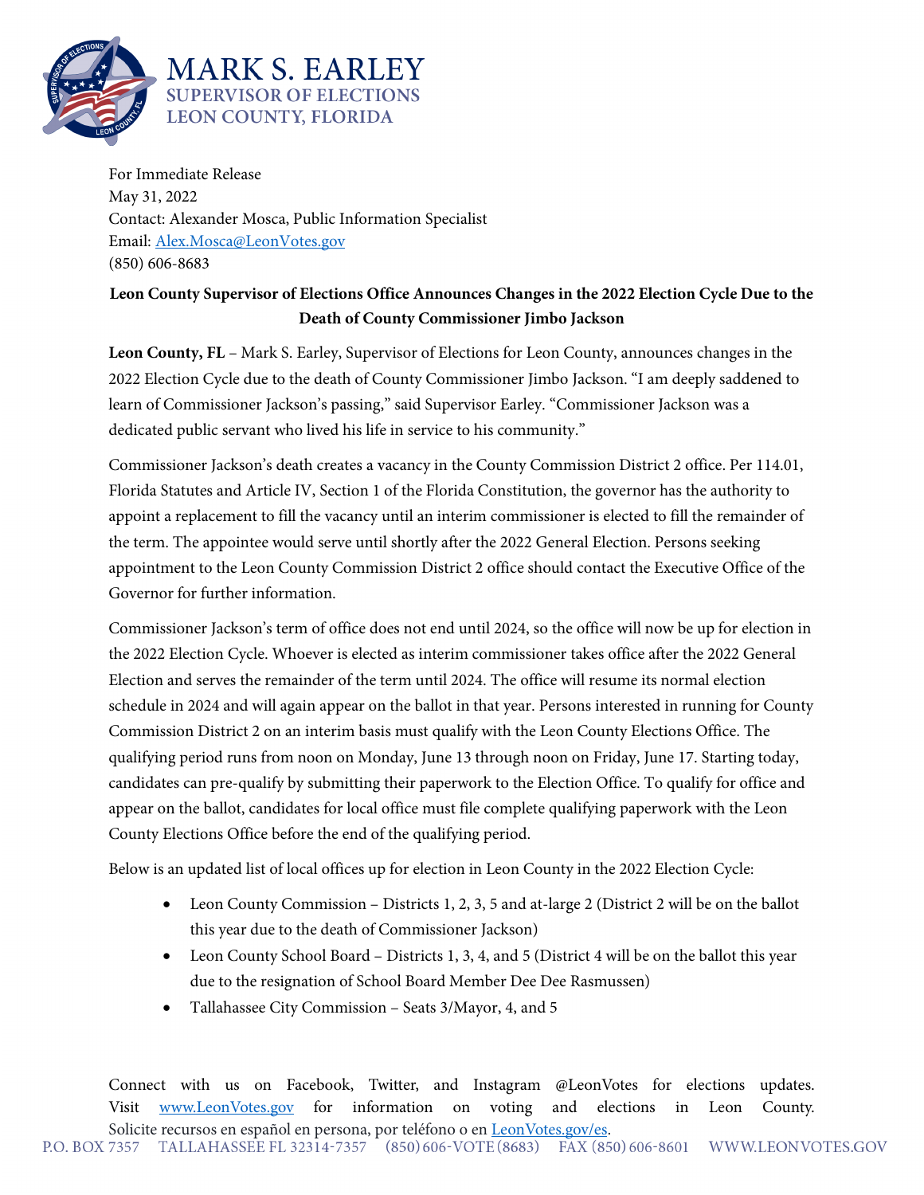# MARK S. EARLEY
## SUPERVISOR OF ELECTIONS
## LEON COUNTY, FLORIDA

For Immediate Release
May 31, 2022
Contact: Alexander Mosca, Public Information Specialist
Email: [Alex.Mosca@LeonVotes.gov](mailto:Alex.Mosca@LeonVotes.gov)
(850) 606-8683

**Leon County Supervisor of Elections Office Announces Changes in the 2022 Election Cycle Due to the Death of County Commissioner Jimbo Jackson**

**Leon County, FL** – Mark S. Earley, Supervisor of Elections for Leon County, announces changes in the 2022 Election Cycle due to the death of County Commissioner Jimbo Jackson. "I am deeply saddened to learn of Commissioner Jackson's passing," said Supervisor Earley. "Commissioner Jackson was a dedicated public servant who lived his life in service to his community."

Commissioner Jackson's death creates a vacancy in the County Commission District 2 office. Per 114.01, Florida Statutes and Article IV, Section 1 of the Florida Constitution, the governor has the authority to appoint a replacement to fill the vacancy until an interim commissioner is elected to fill the remainder of the term. The appointee would serve until shortly after the 2022 General Election. Persons seeking appointment to the Leon County Commission District 2 office should contact the Executive Office of the Governor for further information.

Commissioner Jackson's term of office does not end until 2024, so the office will now be up for election in the 2022 Election Cycle. Whoever is elected as interim commissioner takes office after the 2022 General Election and serves the remainder of the term until 2024. The office will resume its normal election schedule in 2024 and will again appear on the ballot in that year. Persons interested in running for County Commission District 2 on an interim basis must qualify with the Leon County Elections Office. The qualifying period runs from noon on Monday, June 13 through noon on Friday, June 17. Starting today, candidates can pre-qualify by submitting their paperwork to the Election Office. To qualify for office and appear on the ballot, candidates for local office must file complete qualifying paperwork with the Leon County Elections Office before the end of the qualifying period.

Below is an updated list of local offices up for election in Leon County in the 2022 Election Cycle:

- Leon County Commission – Districts 1, 2, 3, 5 and at-large 2 (District 2 will be on the ballot this year due to the death of Commissioner Jackson)
- Leon County School Board – Districts 1, 3, 4, and 5 (District 4 will be on the ballot this year due to the resignation of School Board Member Dee Dee Rasmussen)
- Tallahassee City Commission – Seats 3/Mayor, 4, and 5

Connect with us on Facebook, Twitter, and Instagram @LeonVotes for elections updates. Visit [www.LeonVotes.gov](http://www.LeonVotes.gov) for information on voting and elections in Leon County. Solicite recursos en español en persona, por teléfono o en [LeonVotes.gov/es](http://LeonVotes.gov/es).

P.O. BOX 7357 TALLAHASSEE FL 32314-7357 (850) 606-VOTE (8683) FAX (850) 606-8601 WWW.LEONVOTES.GOV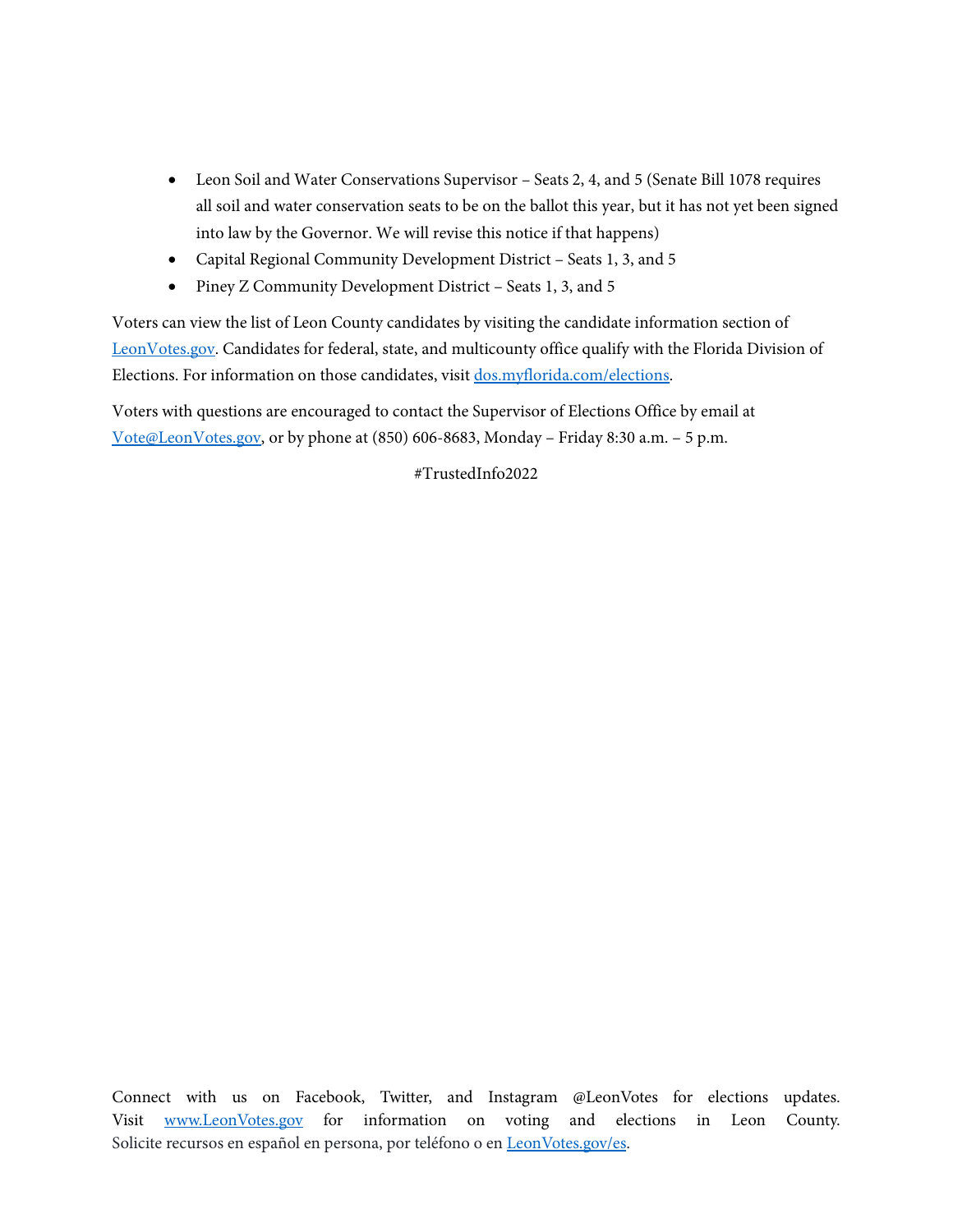- Leon Soil and Water Conservations Supervisor – Seats 2, 4, and 5 (Senate Bill 1078 requires all soil and water conservation seats to be on the ballot this year, but it has not yet been signed into law by the Governor. We will revise this notice if that happens)
- Capital Regional Community Development District – Seats 1, 3, and 5
- Piney Z Community Development District – Seats 1, 3, and 5

Voters can view the list of Leon County candidates by visiting the candidate information section of [LeonVotes.gov](LeonVotes.gov). Candidates for federal, state, and multicounty office qualify with the Florida Division of Elections. For information on those candidates, visit [dos.myflorida.com/elections](dos.myflorida.com/elections).

Voters with questions are encouraged to contact the Supervisor of Elections Office by email at [Vote@LeonVotes.gov](mailto:Vote@LeonVotes.gov), or by phone at (850) 606-8683, Monday – Friday 8:30 a.m. – 5 p.m.

#TrustedInfo2022

Connect with us on Facebook, Twitter, and Instagram @LeonVotes for elections updates. Visit [www.LeonVotes.gov](www.LeonVotes.gov) for information on voting and elections in Leon County. Solicite recursos en español en persona, por teléfono o en [LeonVotes.gov/es](LeonVotes.gov/es).